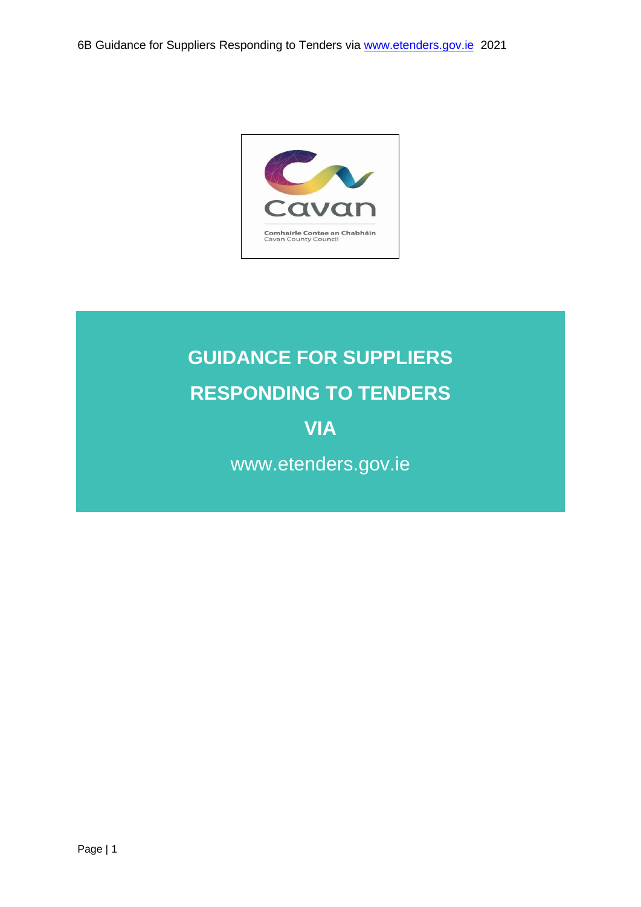# GUIDANCE FOR SUPPLIERS RESPONDING TO TENDERS VIA

www.etenders.gov.ie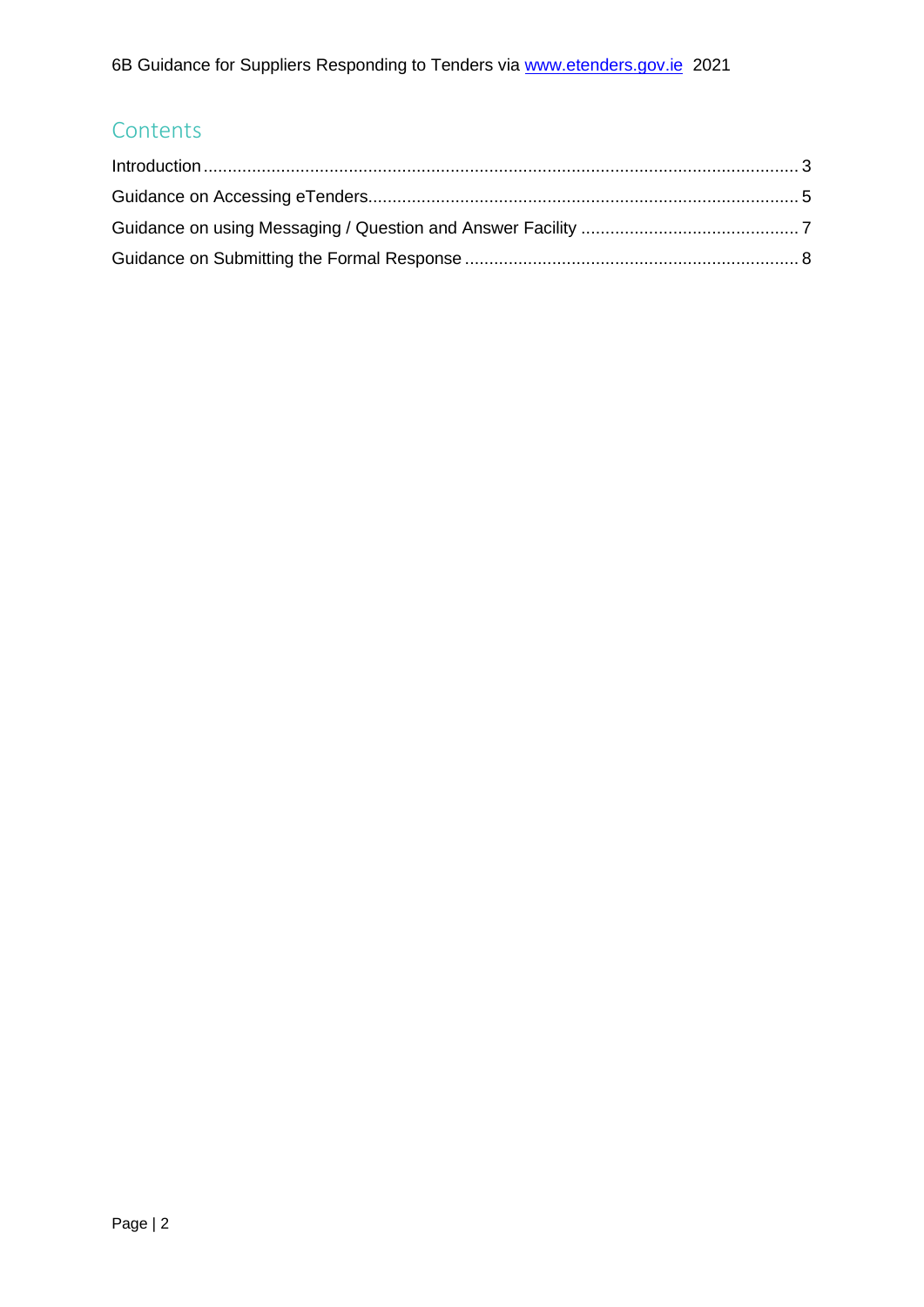## Contents

Introduction .......................................................................................................................... 3

Guidance on Accessing eTenders......................................................................................... 5

Guidance on using Messaging / Question and Answer Facility ............................................ 7

Guidance on Submitting the Formal Response ..................................................................... 8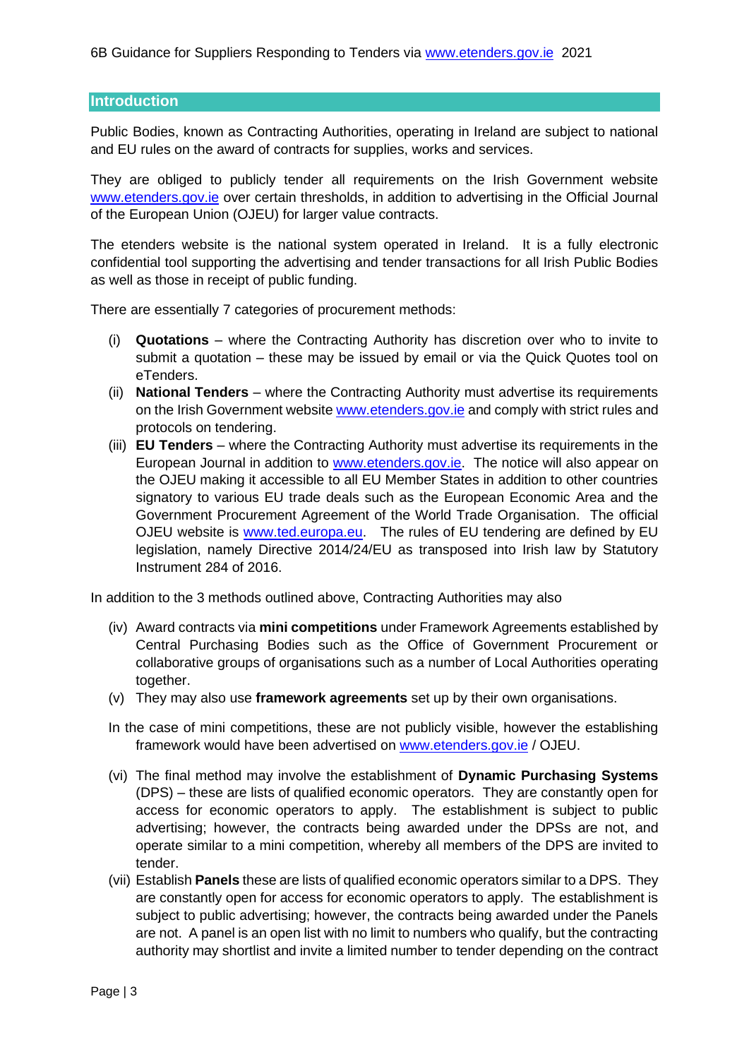## Introduction

Public Bodies, known as Contracting Authorities, operating in Ireland are subject to national and EU rules on the award of contracts for supplies, works and services.

They are obliged to publicly tender all requirements on the Irish Government website www.etenders.gov.ie over certain thresholds, in addition to advertising in the Official Journal of the European Union (OJEU) for larger value contracts.

The etenders website is the national system operated in Ireland. It is a fully electronic confidential tool supporting the advertising and tender transactions for all Irish Public Bodies as well as those in receipt of public funding.

There are essentially 7 categories of procurement methods:

(i) **Quotations** – where the Contracting Authority has discretion over who to invite to submit a quotation – these may be issued by email or via the Quick Quotes tool on eTenders.

(ii) **National Tenders** – where the Contracting Authority must advertise its requirements on the Irish Government website www.etenders.gov.ie and comply with strict rules and protocols on tendering.

(iii) **EU Tenders** – where the Contracting Authority must advertise its requirements in the European Journal in addition to www.etenders.gov.ie. The notice will also appear on the OJEU making it accessible to all EU Member States in addition to other countries signatory to various EU trade deals such as the European Economic Area and the Government Procurement Agreement of the World Trade Organisation. The official OJEU website is www.ted.europa.eu. The rules of EU tendering are defined by EU legislation, namely Directive 2014/24/EU as transposed into Irish law by Statutory Instrument 284 of 2016.

In addition to the 3 methods outlined above, Contracting Authorities may also

(iv) Award contracts via **mini competitions** under Framework Agreements established by Central Purchasing Bodies such as the Office of Government Procurement or collaborative groups of organisations such as a number of Local Authorities operating together.

(v) They may also use **framework agreements** set up by their own organisations.

In the case of mini competitions, these are not publicly visible, however the establishing framework would have been advertised on www.etenders.gov.ie / OJEU.

(vi) The final method may involve the establishment of **Dynamic Purchasing Systems** (DPS) – these are lists of qualified economic operators. They are constantly open for access for economic operators to apply. The establishment is subject to public advertising; however, the contracts being awarded under the DPSs are not, and operate similar to a mini competition, whereby all members of the DPS are invited to tender.

(vii) Establish **Panels** these are lists of qualified economic operators similar to a DPS. They are constantly open for access for economic operators to apply. The establishment is subject to public advertising; however, the contracts being awarded under the Panels are not. A panel is an open list with no limit to numbers who qualify, but the contracting authority may shortlist and invite a limited number to tender depending on the contract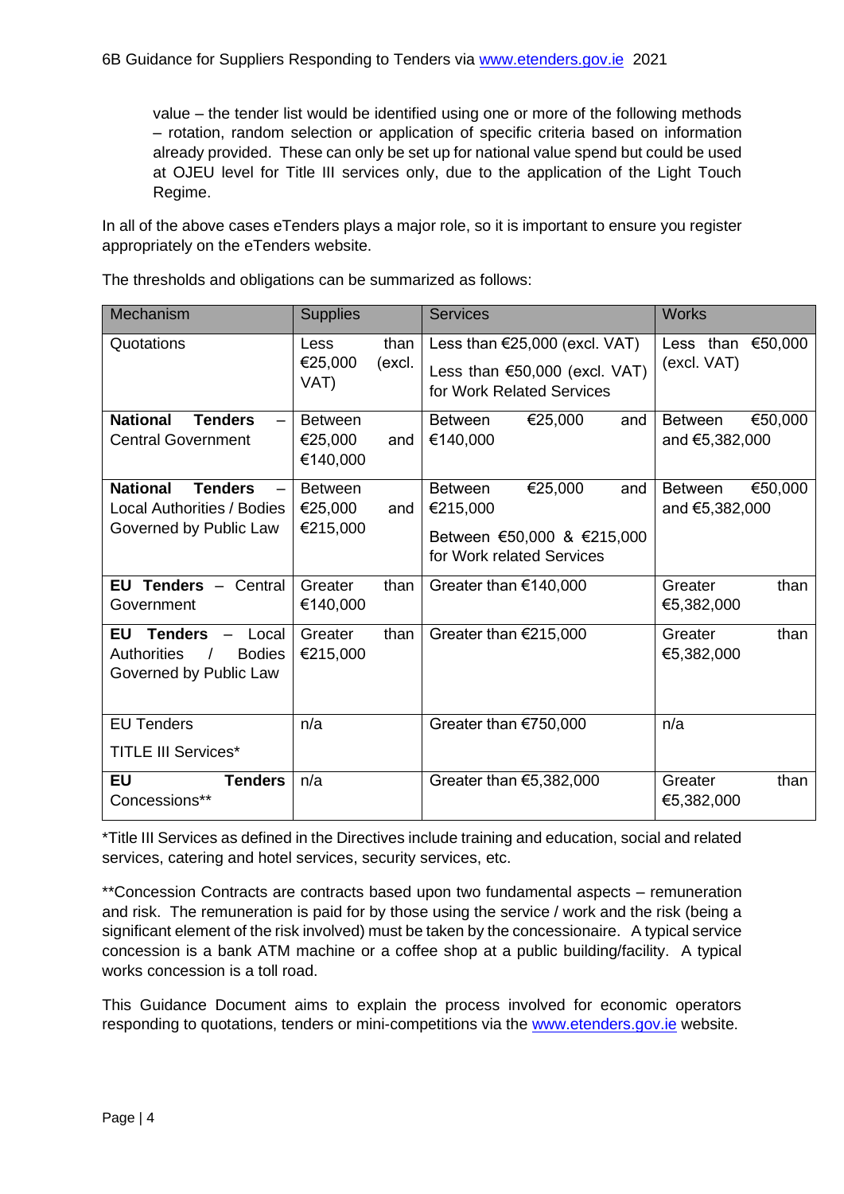value – the tender list would be identified using one or more of the following methods – rotation, random selection or application of specific criteria based on information already provided. These can only be set up for national value spend but could be used at OJEU level for Title III services only, due to the application of the Light Touch Regime.

In all of the above cases eTenders plays a major role, so it is important to ensure you register appropriately on the eTenders website.

The thresholds and obligations can be summarized as follows:

| Mechanism | Supplies | Services | Works |
|---|---|---|---|
| Quotations | Less than €25,000 (excl. VAT) | Less than €25,000 (excl. VAT)<br>Less than €50,000 (excl. VAT) for Work Related Services | Less than €50,000 (excl. VAT) |
| **National Tenders** – Central Government | Between €25,000 and €140,000 | Between €25,000 and €140,000 | Between €50,000 and €5,382,000 |
| **National Tenders** – Local Authorities / Bodies Governed by Public Law | Between €25,000 and €215,000 | Between €25,000 and €215,000<br>Between €50,000 & €215,000 for Work related Services | Between €50,000 and €5,382,000 |
| **EU Tenders** – Central Government | Greater than €140,000 | Greater than €140,000 | Greater than €5,382,000 |
| **EU Tenders** – Local Authorities / Bodies Governed by Public Law | Greater than €215,000 | Greater than €215,000 | Greater than €5,382,000 |
| EU Tenders<br>TITLE III Services* | n/a | Greater than €750,000 | n/a |
| **EU Tenders** Concessions** | n/a | Greater than €5,382,000 | Greater than €5,382,000 |

*Title III Services as defined in the Directives include training and education, social and related services, catering and hotel services, security services, etc.

**Concession Contracts are contracts based upon two fundamental aspects – remuneration and risk. The remuneration is paid for by those using the service / work and the risk (being a significant element of the risk involved) must be taken by the concessionaire. A typical service concession is a bank ATM machine or a coffee shop at a public building/facility. A typical works concession is a toll road.

This Guidance Document aims to explain the process involved for economic operators responding to quotations, tenders or mini-competitions via the www.etenders.gov.ie website.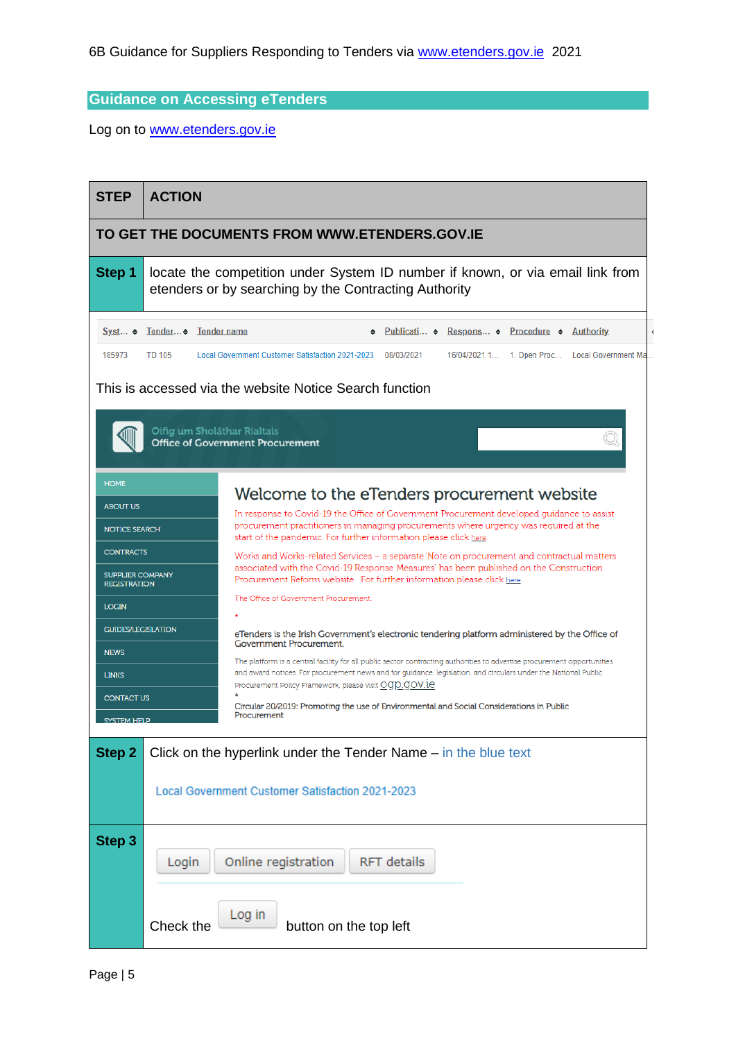## Guidance on Accessing eTenders

Log on to www.etenders.gov.ie

| STEP | ACTION |
|---|---|
| **TO GET THE DOCUMENTS FROM WWW.ETENDERS.GOV.IE** | |
| **Step 1** | locate the competition under System ID number if known, or via email link from etenders or by searching by the Contracting Authority |

| Syst... | Tender... | Tender name | Publicati... | Respons... | Procedure | Authority |
|---|---|---|---|---|---|---|
| 185973 | TD 105 | Local Government Customer Satisfaction 2021-2023 | 08/03/2021 | 16/04/2021 1... | 1. Open Proc... | Local Government Ma... |

This is accessed via the website Notice Search function

Oifig um Sholáthar Rialtais
Office of Government Procurement

HOME
ABOUT US
NOTICE SEARCH
CONTRACTS
SUPPLIER COMPANY REGISTRATION
LOGIN
GUIDES/LEGISLATION
NEWS
LINKS
CONTACT US
SYSTEM HELP

Welcome to the eTenders procurement website

In response to Covid-19 the Office of Government Procurement developed guidance to assist procurement practitioners in managing procurements where urgency was required at the start of the pandemic. For further information please click here

Works and Works-related Services – a separate 'Note on procurement and contractual matters associated with the Covid-19 Response Measures' has been published on the Construction Procurement Reform website. For further information please click here

The Office of Government Procurement.

*

eTenders is the Irish Government's electronic tendering platform administered by the Office of Government Procurement.

The platform is a central facility for all public sector contracting authorities to advertise procurement opportunities and award notices. For procurement news and for guidance, legislation, and circulars under the National Public Procurement Policy Framework, please visit ogp.gov.ie

*

Circular 20/2019: Promoting the use of Environmental and Social Considerations in Public Procurement

| STEP | ACTION |
|---|---|
| **Step 2** | Click on the hyperlink under the Tender Name – in the blue text<br><br>Local Government Customer Satisfaction 2021-2023 |
| **Step 3** | Login &nbsp; Online registration &nbsp; RFT details<br><br>Check the Log in button on the top left |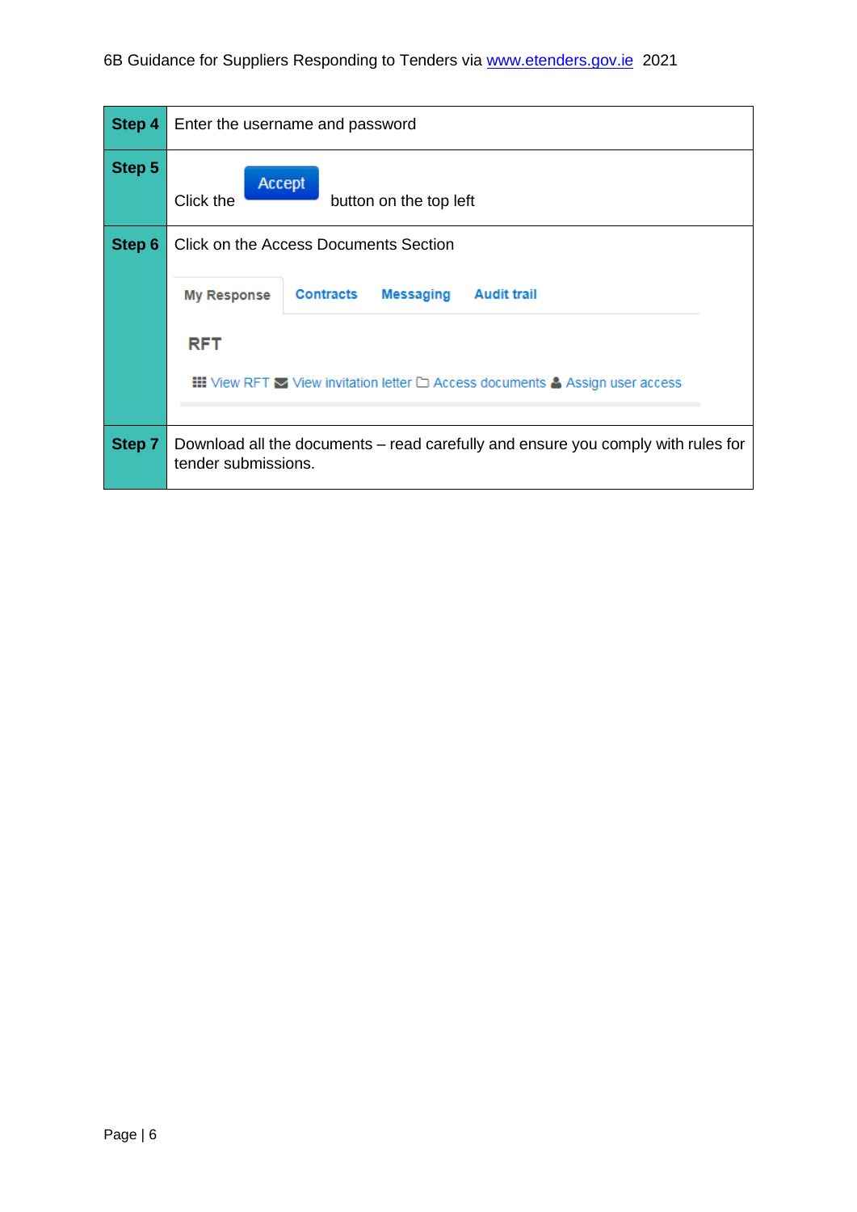| Step 4 | Enter the username and password |
|---|---|
| Step 5 | Click the Accept button on the top left |
| Step 6 | Click on the Access Documents Section<br><br>My Response Contracts Messaging Audit trail<br><br>RFT<br><br>View RFT View invitation letter Access documents Assign user access |
| Step 7 | Download all the documents – read carefully and ensure you comply with rules for tender submissions. |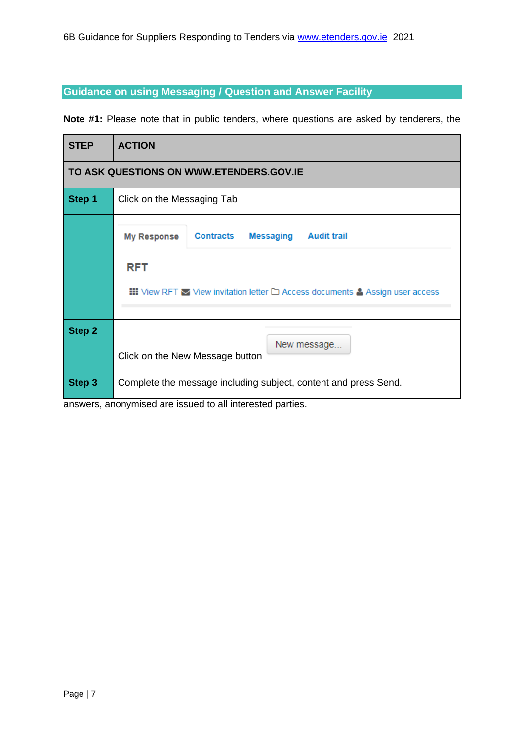## Guidance on using Messaging / Question and Answer Facility

**Note #1:** Please note that in public tenders, where questions are asked by tenderers, the answers, anonymised are issued to all interested parties.

| STEP | ACTION |
|---|---|
| **TO ASK QUESTIONS ON WWW.ETENDERS.GOV.IE** | |
| **Step 1** | Click on the Messaging Tab |
| | My Response Contracts Messaging Audit trail<br>RFT<br>View RFT View invitation letter Access documents Assign user access |
| **Step 2** | Click on the New Message button New message... |
| **Step 3** | Complete the message including subject, content and press Send. |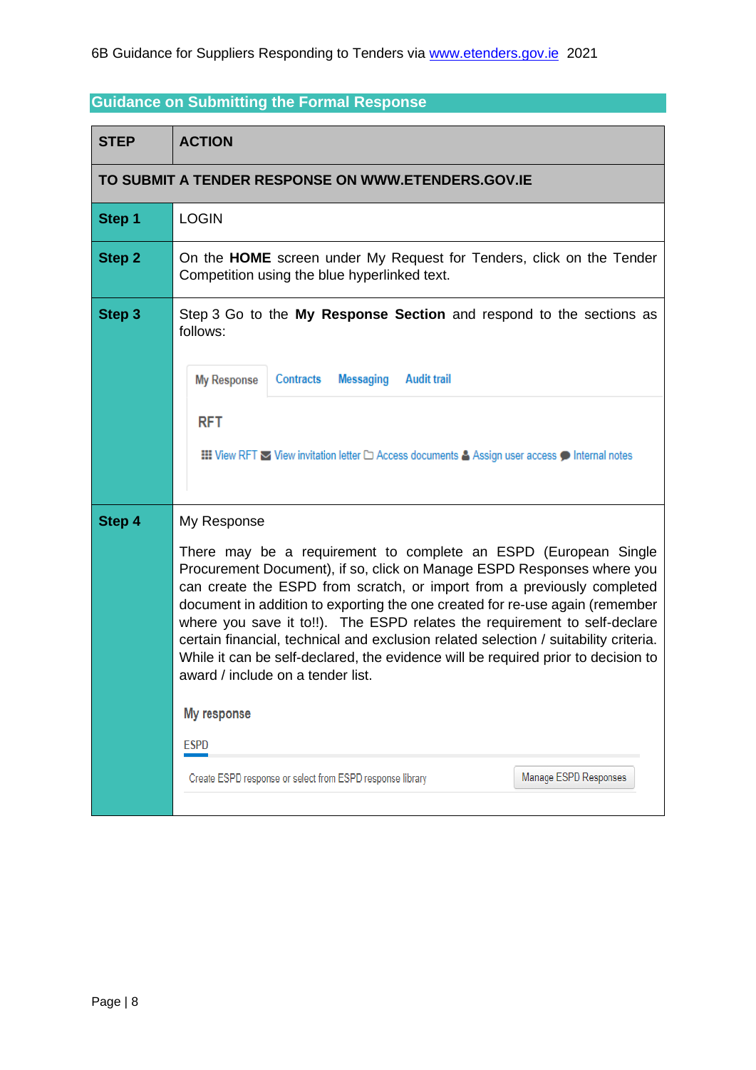## Guidance on Submitting the Formal Response

| STEP | ACTION |
|---|---|
| **TO SUBMIT A TENDER RESPONSE ON WWW.ETENDERS.GOV.IE** | |
| **Step 1** | LOGIN |
| **Step 2** | On the **HOME** screen under My Request for Tenders, click on the Tender Competition using the blue hyperlinked text. |
| **Step 3** | Step 3 Go to the **My Response Section** and respond to the sections as follows:<br><br>My Response · Contracts · Messaging · Audit trail<br><br>RFT<br><br>View RFT · View invitation letter · Access documents · Assign user access · Internal notes |
| **Step 4** | My Response<br><br>There may be a requirement to complete an ESPD (European Single Procurement Document), if so, click on Manage ESPD Responses where you can create the ESPD from scratch, or import from a previously completed document in addition to exporting the one created for re-use again (remember where you save it to!!). The ESPD relates the requirement to self-declare certain financial, technical and exclusion related selection / suitability criteria. While it can be self-declared, the evidence will be required prior to decision to award / include on a tender list.<br><br>My response<br><br>ESPD<br><br>Create ESPD response or select from ESPD response library · Manage ESPD Responses |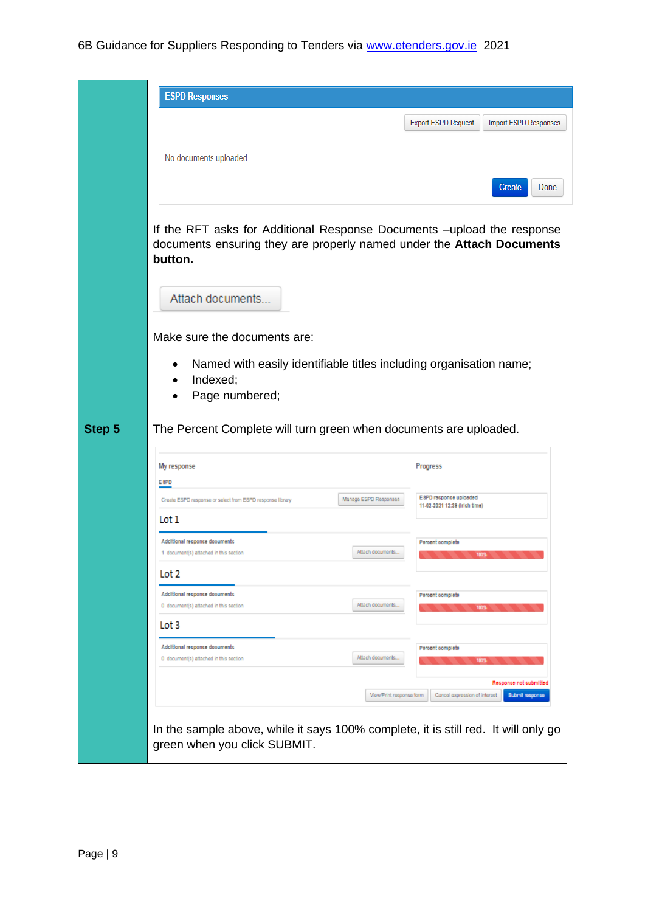| | |
|---|---|
| | **ESPD Responses**<br>Export ESPD Request / Import ESPD Responses<br>No documents uploaded<br>Create / Done<br><br>If the RFT asks for Additional Response Documents –upload the response documents ensuring they are properly named under the **Attach Documents button.**<br><br>Attach documents...<br><br>Make sure the documents are:<br><br>• Named with easily identifiable titles including organisation name;<br>• Indexed;<br>• Page numbered; |
| **Step 5** | The Percent Complete will turn green when documents are uploaded.<br><br>My response / Progress<br>ESPD<br>Create ESPD response or select from ESPD response library — Manage ESPD Responses — ESPD response uploaded 11-02-2021 12:59 (Irish time)<br>Lot 1<br>Additional response documents — 1 document(s) attached in this section — Attach documents... — Percent complete 100%<br>Lot 2<br>Additional response documents — 0 document(s) attached in this section — Attach documents... — Percent complete 100%<br>Lot 3<br>Additional response documents — 0 document(s) attached in this section — Attach documents... — Percent complete 100%<br>Response not submitted<br>View/Print response form / Cancel expression of interest / Submit response<br><br>In the sample above, while it says 100% complete, it is still red. It will only go green when you click SUBMIT. |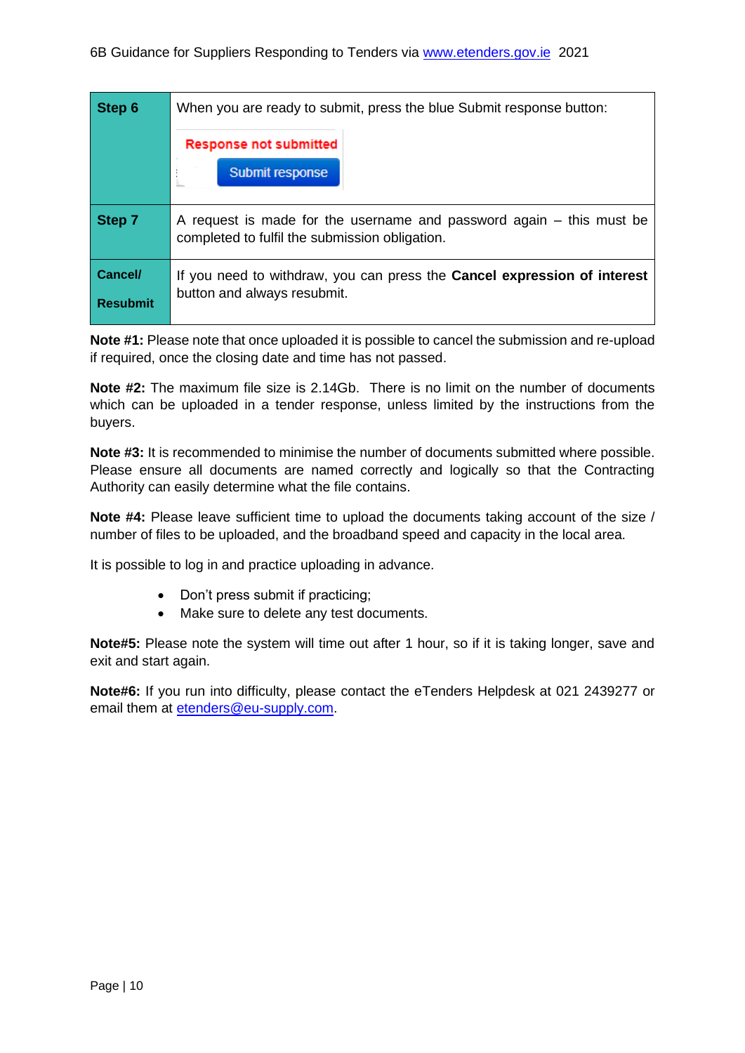| | |
|---|---|
| **Step 6** | When you are ready to submit, press the blue Submit response button: Response not submitted Submit response |
| **Step 7** | A request is made for the username and password again – this must be completed to fulfil the submission obligation. |
| **Cancel/ Resubmit** | If you need to withdraw, you can press the **Cancel expression of interest** button and always resubmit. |

**Note #1:** Please note that once uploaded it is possible to cancel the submission and re-upload if required, once the closing date and time has not passed.

**Note #2:** The maximum file size is 2.14Gb. There is no limit on the number of documents which can be uploaded in a tender response, unless limited by the instructions from the buyers.

**Note #3:** It is recommended to minimise the number of documents submitted where possible. Please ensure all documents are named correctly and logically so that the Contracting Authority can easily determine what the file contains.

**Note #4:** Please leave sufficient time to upload the documents taking account of the size / number of files to be uploaded, and the broadband speed and capacity in the local area.

It is possible to log in and practice uploading in advance.

- Don't press submit if practicing;
- Make sure to delete any test documents.

**Note#5:** Please note the system will time out after 1 hour, so if it is taking longer, save and exit and start again.

**Note#6:** If you run into difficulty, please contact the eTenders Helpdesk at 021 2439277 or email them at etenders@eu-supply.com.